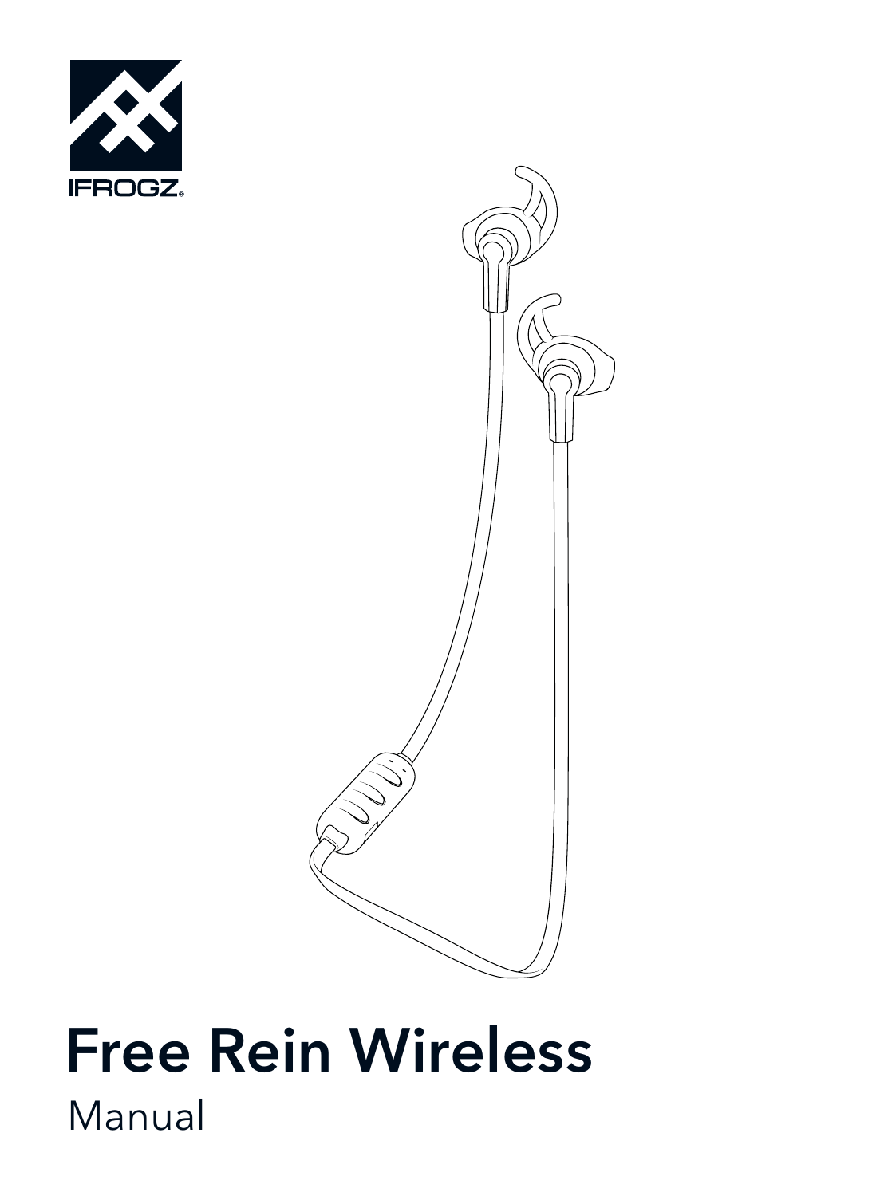IFROGZ

# Free Rein Wireless

Manual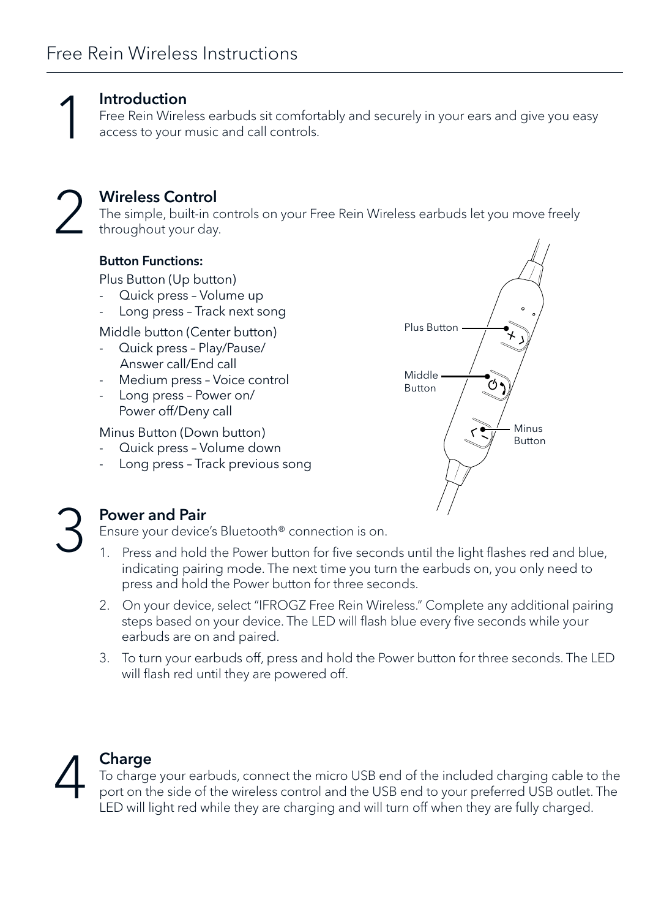# Free Rein Wireless Instructions

## 1 Introduction

Free Rein Wireless earbuds sit comfortably and securely in your ears and give you easy access to your music and call controls.

## 2 Wireless Control

The simple, built-in controls on your Free Rein Wireless earbuds let you move freely throughout your day.

**Button Functions:**

Plus Button (Up button)

- Quick press – Volume up
- Long press – Track next song

Middle button (Center button)

- Quick press – Play/Pause/ Answer call/End call
- Medium press – Voice control
- Long press – Power on/ Power off/Deny call

Minus Button (Down button)

- Quick press – Volume down
- Long press – Track previous song

Plus Button

Middle Button

Minus Button

## 3 Power and Pair

Ensure your device's Bluetooth® connection is on.

1. Press and hold the Power button for five seconds until the light flashes red and blue, indicating pairing mode. The next time you turn the earbuds on, you only need to press and hold the Power button for three seconds.
2. On your device, select "IFROGZ Free Rein Wireless." Complete any additional pairing steps based on your device. The LED will flash blue every five seconds while your earbuds are on and paired.
3. To turn your earbuds off, press and hold the Power button for three seconds. The LED will flash red until they are powered off.

## 4 Charge

To charge your earbuds, connect the micro USB end of the included charging cable to the port on the side of the wireless control and the USB end to your preferred USB outlet. The LED will light red while they are charging and will turn off when they are fully charged.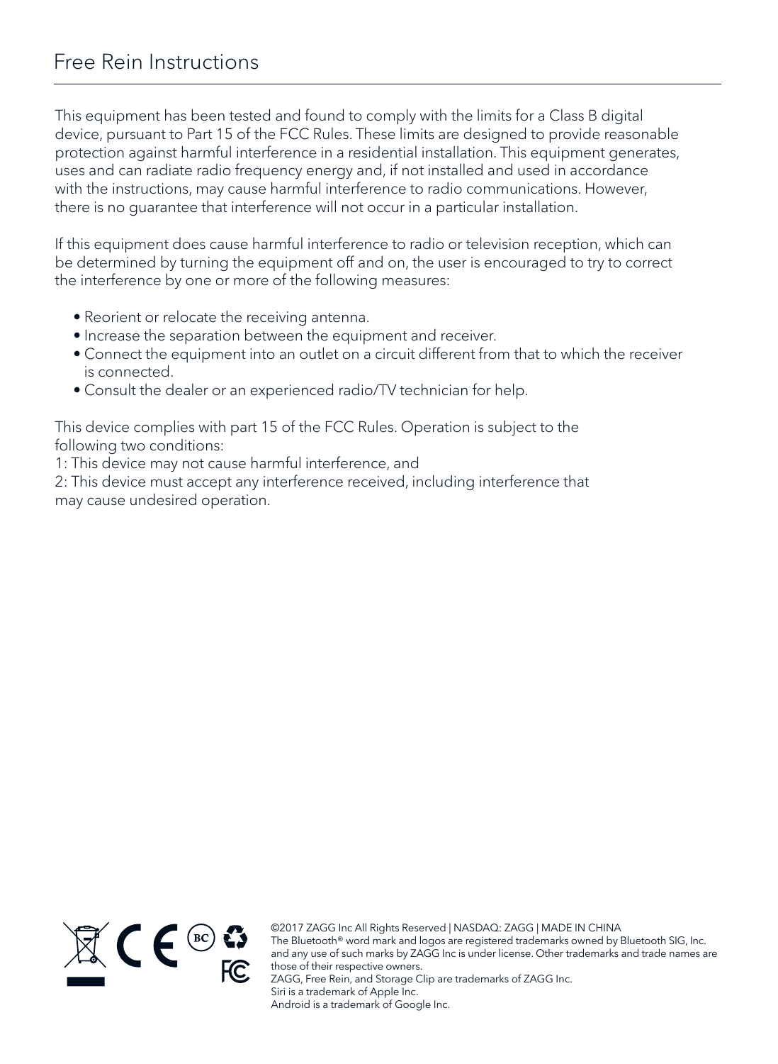# Free Rein Instructions

This equipment has been tested and found to comply with the limits for a Class B digital device, pursuant to Part 15 of the FCC Rules. These limits are designed to provide reasonable protection against harmful interference in a residential installation. This equipment generates, uses and can radiate radio frequency energy and, if not installed and used in accordance with the instructions, may cause harmful interference to radio communications. However, there is no guarantee that interference will not occur in a particular installation.

If this equipment does cause harmful interference to radio or television reception, which can be determined by turning the equipment off and on, the user is encouraged to try to correct the interference by one or more of the following measures:

- Reorient or relocate the receiving antenna.
- Increase the separation between the equipment and receiver.
- Connect the equipment into an outlet on a circuit different from that to which the receiver is connected.
- Consult the dealer or an experienced radio/TV technician for help.

This device complies with part 15 of the FCC Rules. Operation is subject to the following two conditions:
1: This device may not cause harmful interference, and
2: This device must accept any interference received, including interference that may cause undesired operation.

©2017 ZAGG Inc All Rights Reserved | NASDAQ: ZAGG | MADE IN CHINA
The Bluetooth® word mark and logos are registered trademarks owned by Bluetooth SIG, Inc. and any use of such marks by ZAGG Inc is under license. Other trademarks and trade names are those of their respective owners.
ZAGG, Free Rein, and Storage Clip are trademarks of ZAGG Inc.
Siri is a trademark of Apple Inc.
Android is a trademark of Google Inc.